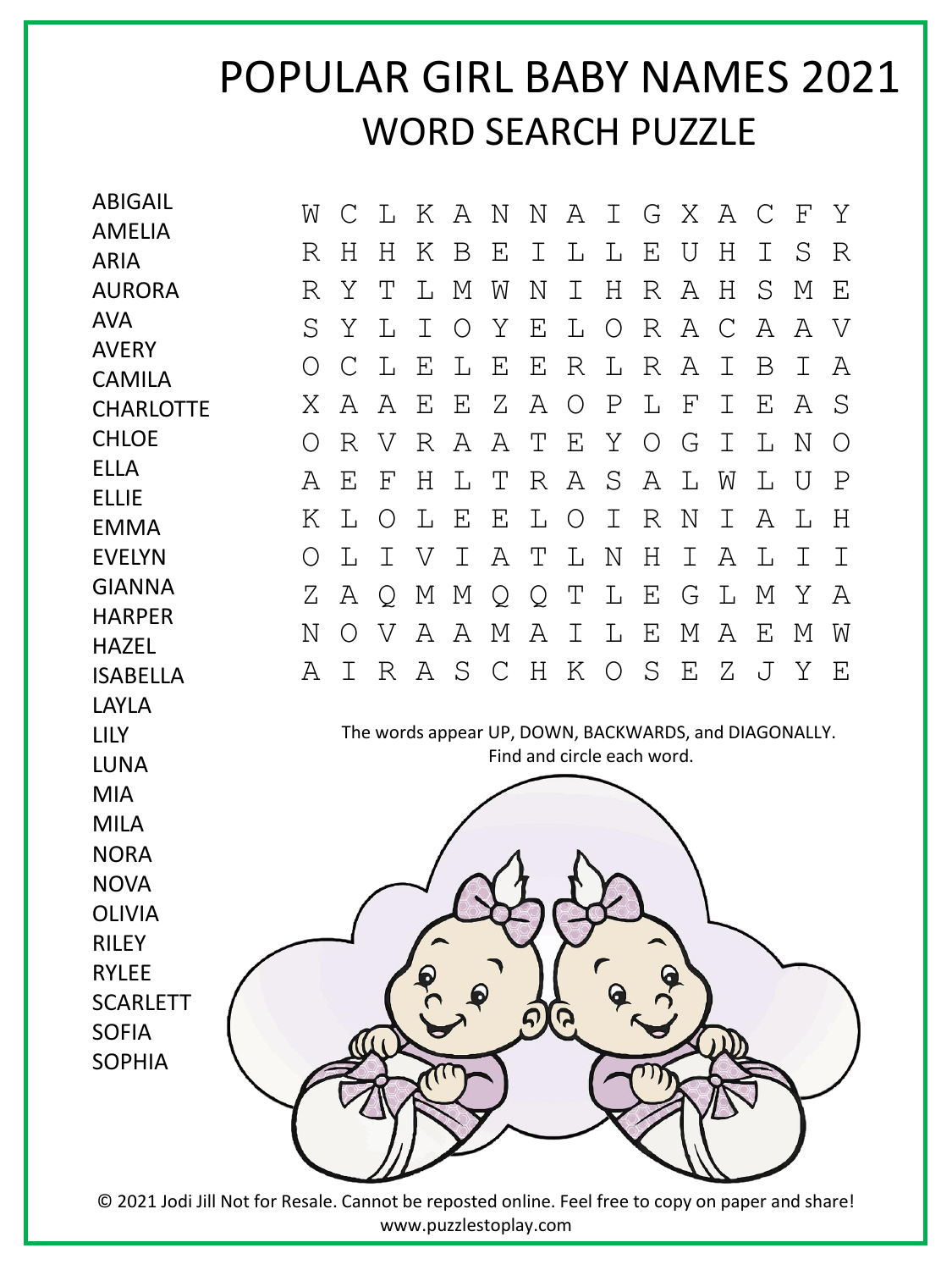# POPULAR GIRL BABY NAMES 2021
## WORD SEARCH PUZZLE

ABIGAIL
AMELIA
ARIA
AURORA
AVA
AVERY
CAMILA
CHARLOTTE
CHLOE
ELLA
ELLIE
EMMA
EVELYN
GIANNA
HARPER
HAZEL
ISABELLA
LAYLA
LILY
LUNA
MIA
MILA
NORA
NOVA
OLIVIA
RILEY
RYLEE
SCARLETT
SOFIA
SOPHIA

```
W C L K A N N A I G X A C F Y
R H H K B E I L L E U H I S R
R Y T L M W N I H R A H S M E
S Y L I O Y E L O R A C A A V
O C L E L E E R L R A I B I A
X A A E E Z A O P L F I E A S
O R V R A A T E Y O G I L N O
A E F H L T R A S A L W L U P
K L O L E E L O I R N I A L H
O L I V I A T L N H I A L I I
Z A Q M M Q Q T L E G L M Y A
N O V A A M A I L E M A E M W
A I R A S C H K O S E Z J Y E
```

The words appear UP, DOWN, BACKWARDS, and DIAGONALLY.
Find and circle each word.

© 2021 Jodi Jill Not for Resale. Cannot be reposted online. Feel free to copy on paper and share!
www.puzzlestoplay.com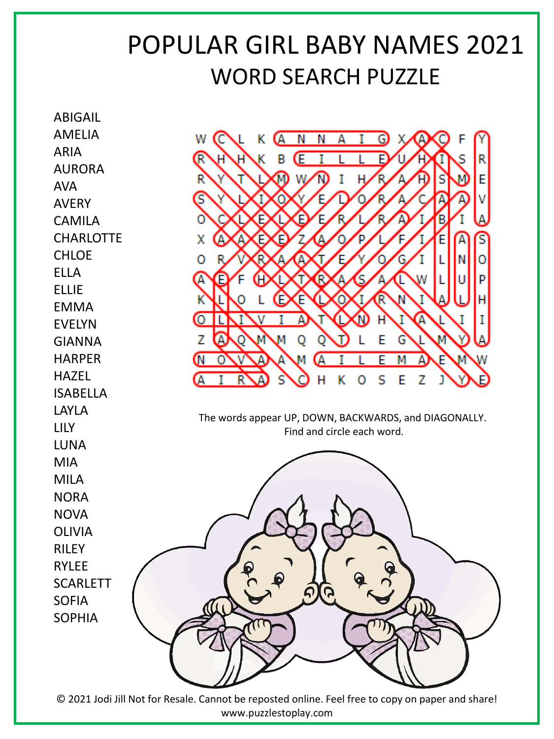# POPULAR GIRL BABY NAMES 2021
## WORD SEARCH PUZZLE

ABIGAIL
AMELIA
ARIA
AURORA
AVA
AVERY
CAMILA
CHARLOTTE
CHLOE
ELLA
ELLIE
EMMA
EVELYN
GIANNA
HARPER
HAZEL
ISABELLA
LAYLA
LILY
LUNA
MIA
MILA
NORA
NOVA
OLIVIA
RILEY
RYLEE
SCARLETT
SOFIA
SOPHIA

| | | | | | | | | | | | | | | |
|---|---|---|---|---|---|---|---|---|---|---|---|---|---|---|
| W | C | L | K | A | N | N | A | I | G | X | A | C | F | Y |
| R | H | H | K | B | E | I | L | L | E | U | H | I | S | R |
| R | Y | T | L | M | W | N | I | H | R | A | H | S | M | E |
| S | Y | L | I | O | Y | E | L | O | R | A | C | A | A | V |
| O | C | L | E | L | E | E | R | L | R | A | I | B | I | A |
| X | A | A | E | E | Z | A | O | P | L | F | I | E | A | S |
| O | R | V | R | A | A | T | E | Y | O | G | I | L | N | O |
| A | E | F | H | L | T | R | A | S | A | L | W | L | U | P |
| K | L | O | L | E | E | L | O | I | R | N | I | A | L | H |
| O | L | I | V | I | A | T | L | N | H | I | A | L | I | I |
| Z | A | Q | M | M | Q | Q | T | L | E | G | L | M | Y | A |
| N | O | V | A | A | M | A | I | L | E | M | A | E | M | W |
| A | I | R | A | S | C | H | K | O | S | E | Z | J | Y | E |

The words appear UP, DOWN, BACKWARDS, and DIAGONALLY.
Find and circle each word.

© 2021 Jodi Jill Not for Resale. Cannot be reposted online. Feel free to copy on paper and share!
www.puzzlestoplay.com